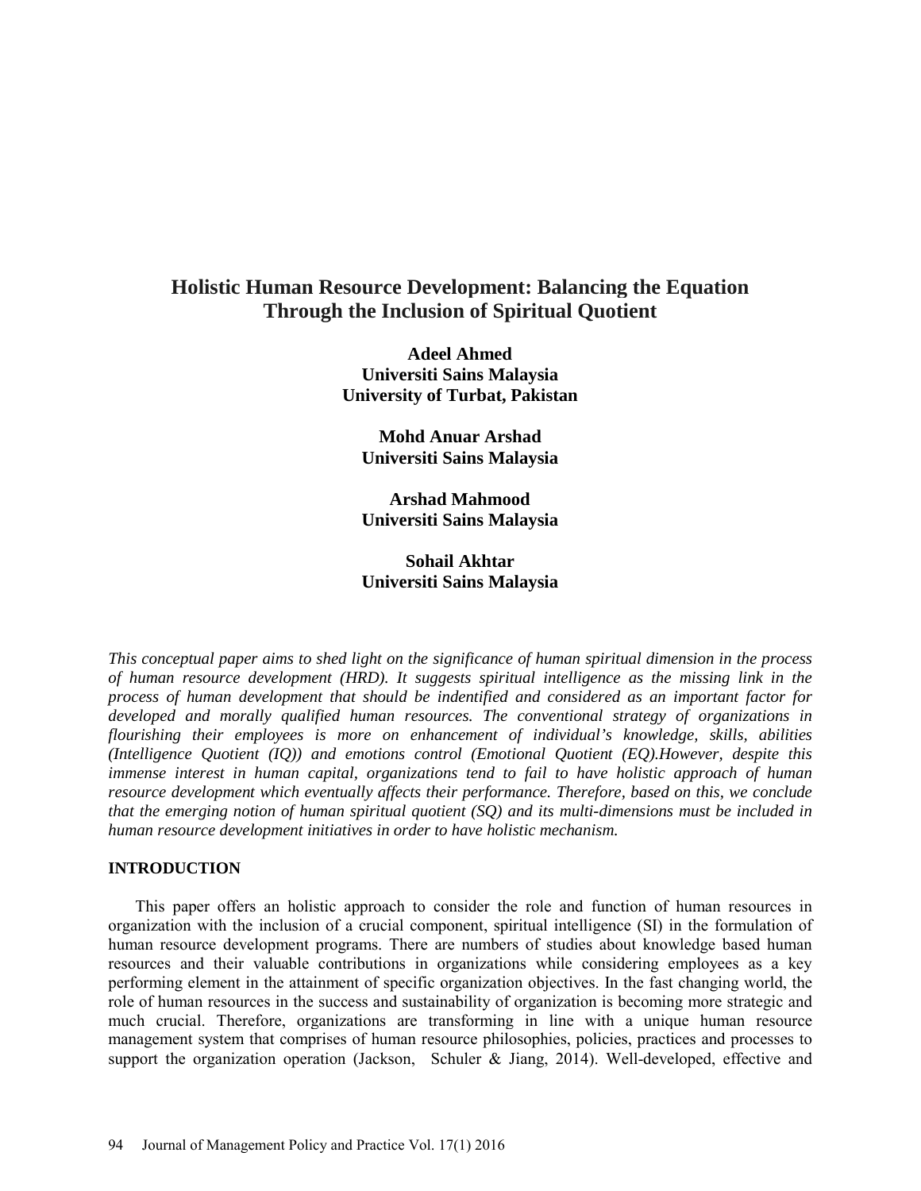# Holistic Human Resource Development: Balancing the Equation Through the Inclusion of Spiritual Quotient

**Adeel Ahmed**
**Universiti Sains Malaysia**
**University of Turbat, Pakistan**

**Mohd Anuar Arshad**
**Universiti Sains Malaysia**

**Arshad Mahmood**
**Universiti Sains Malaysia**

**Sohail Akhtar**
**Universiti Sains Malaysia**

*This conceptual paper aims to shed light on the significance of human spiritual dimension in the process of human resource development (HRD). It suggests spiritual intelligence as the missing link in the process of human development that should be indentified and considered as an important factor for developed and morally qualified human resources. The conventional strategy of organizations in flourishing their employees is more on enhancement of individual's knowledge, skills, abilities (Intelligence Quotient (IQ)) and emotions control (Emotional Quotient (EQ).However, despite this immense interest in human capital, organizations tend to fail to have holistic approach of human resource development which eventually affects their performance. Therefore, based on this, we conclude that the emerging notion of human spiritual quotient (SQ) and its multi-dimensions must be included in human resource development initiatives in order to have holistic mechanism.*

## INTRODUCTION

This paper offers an holistic approach to consider the role and function of human resources in organization with the inclusion of a crucial component, spiritual intelligence (SI) in the formulation of human resource development programs. There are numbers of studies about knowledge based human resources and their valuable contributions in organizations while considering employees as a key performing element in the attainment of specific organization objectives. In the fast changing world, the role of human resources in the success and sustainability of organization is becoming more strategic and much crucial. Therefore, organizations are transforming in line with a unique human resource management system that comprises of human resource philosophies, policies, practices and processes to support the organization operation (Jackson, Schuler & Jiang, 2014). Well-developed, effective and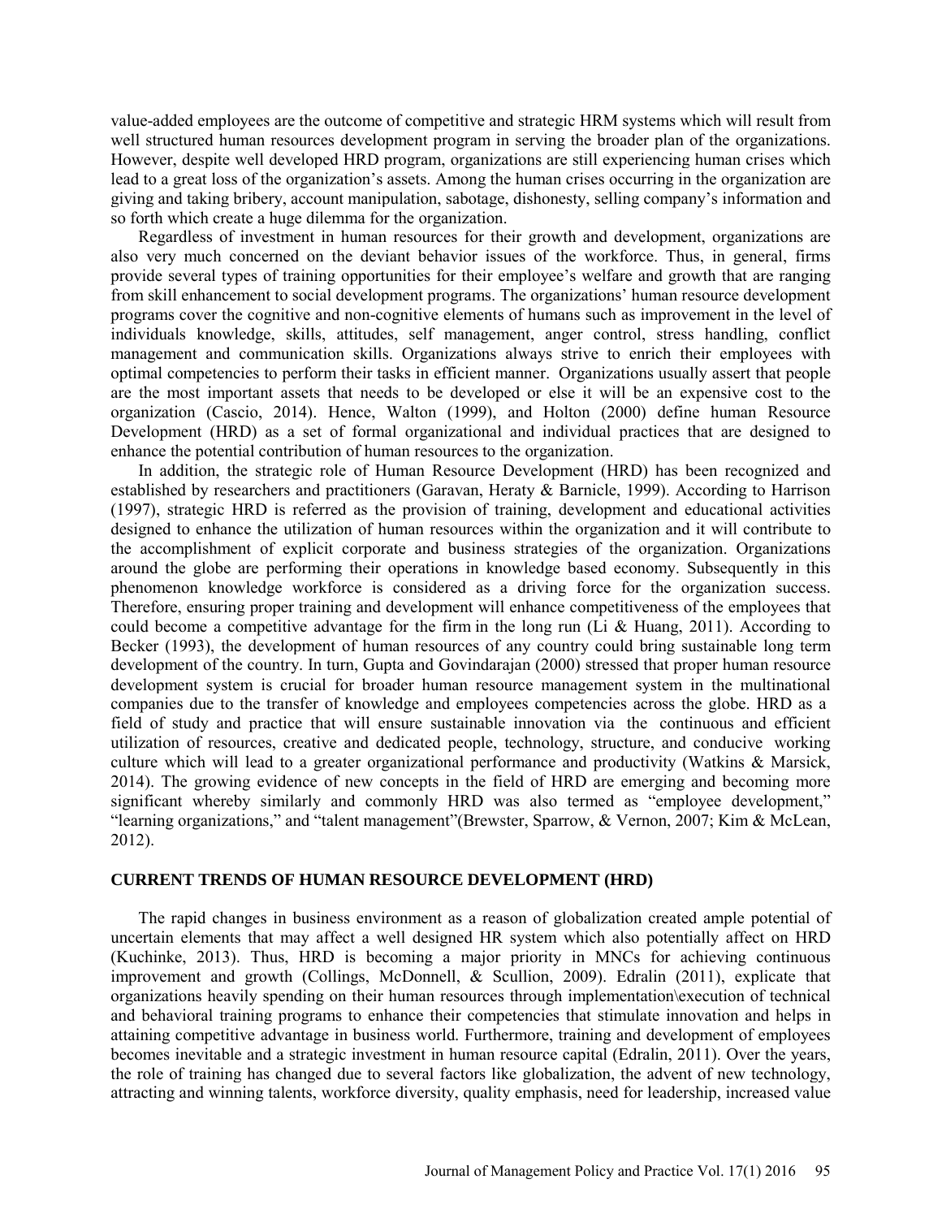value-added employees are the outcome of competitive and strategic HRM systems which will result from well structured human resources development program in serving the broader plan of the organizations. However, despite well developed HRD program, organizations are still experiencing human crises which lead to a great loss of the organization's assets. Among the human crises occurring in the organization are giving and taking bribery, account manipulation, sabotage, dishonesty, selling company's information and so forth which create a huge dilemma for the organization.

Regardless of investment in human resources for their growth and development, organizations are also very much concerned on the deviant behavior issues of the workforce. Thus, in general, firms provide several types of training opportunities for their employee's welfare and growth that are ranging from skill enhancement to social development programs. The organizations' human resource development programs cover the cognitive and non-cognitive elements of humans such as improvement in the level of individuals knowledge, skills, attitudes, self management, anger control, stress handling, conflict management and communication skills. Organizations always strive to enrich their employees with optimal competencies to perform their tasks in efficient manner. Organizations usually assert that people are the most important assets that needs to be developed or else it will be an expensive cost to the organization (Cascio, 2014). Hence, Walton (1999), and Holton (2000) define human Resource Development (HRD) as a set of formal organizational and individual practices that are designed to enhance the potential contribution of human resources to the organization.

In addition, the strategic role of Human Resource Development (HRD) has been recognized and established by researchers and practitioners (Garavan, Heraty & Barnicle, 1999). According to Harrison (1997), strategic HRD is referred as the provision of training, development and educational activities designed to enhance the utilization of human resources within the organization and it will contribute to the accomplishment of explicit corporate and business strategies of the organization. Organizations around the globe are performing their operations in knowledge based economy. Subsequently in this phenomenon knowledge workforce is considered as a driving force for the organization success. Therefore, ensuring proper training and development will enhance competitiveness of the employees that could become a competitive advantage for the firm in the long run (Li & Huang, 2011). According to Becker (1993), the development of human resources of any country could bring sustainable long term development of the country. In turn, Gupta and Govindarajan (2000) stressed that proper human resource development system is crucial for broader human resource management system in the multinational companies due to the transfer of knowledge and employees competencies across the globe. HRD as a field of study and practice that will ensure sustainable innovation via the continuous and efficient utilization of resources, creative and dedicated people, technology, structure, and conducive working culture which will lead to a greater organizational performance and productivity (Watkins & Marsick, 2014). The growing evidence of new concepts in the field of HRD are emerging and becoming more significant whereby similarly and commonly HRD was also termed as "employee development," "learning organizations," and "talent management"(Brewster, Sparrow, & Vernon, 2007; Kim & McLean, 2012).

## CURRENT TRENDS OF HUMAN RESOURCE DEVELOPMENT (HRD)

The rapid changes in business environment as a reason of globalization created ample potential of uncertain elements that may affect a well designed HR system which also potentially affect on HRD (Kuchinke, 2013). Thus, HRD is becoming a major priority in MNCs for achieving continuous improvement and growth (Collings, McDonnell, & Scullion, 2009). Edralin (2011), explicate that organizations heavily spending on their human resources through implementation\execution of technical and behavioral training programs to enhance their competencies that stimulate innovation and helps in attaining competitive advantage in business world. Furthermore, training and development of employees becomes inevitable and a strategic investment in human resource capital (Edralin, 2011). Over the years, the role of training has changed due to several factors like globalization, the advent of new technology, attracting and winning talents, workforce diversity, quality emphasis, need for leadership, increased value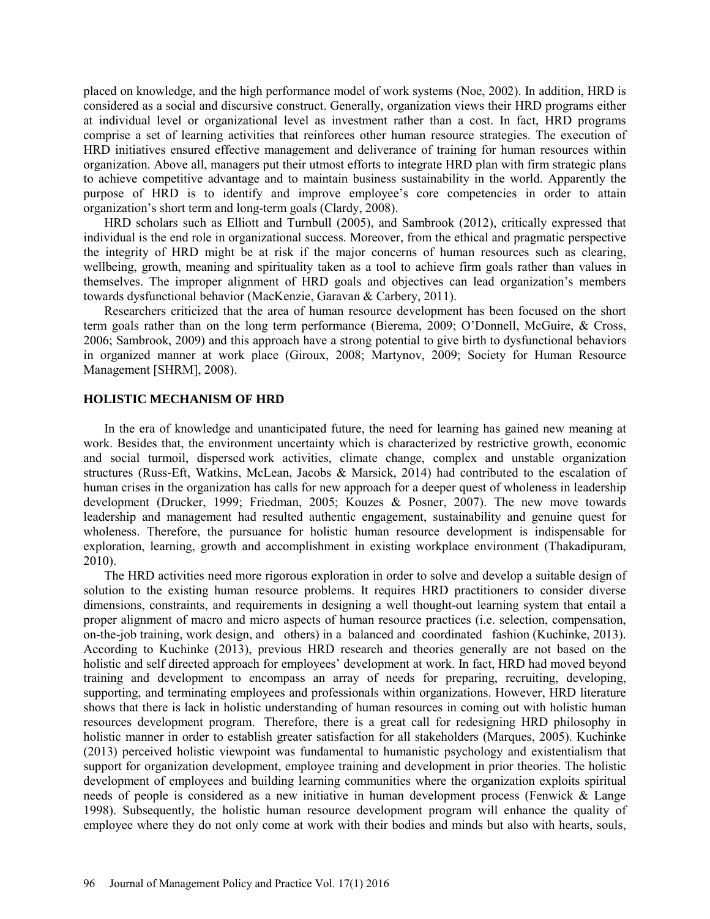placed on knowledge, and the high performance model of work systems (Noe, 2002). In addition, HRD is considered as a social and discursive construct. Generally, organization views their HRD programs either at individual level or organizational level as investment rather than a cost. In fact, HRD programs comprise a set of learning activities that reinforces other human resource strategies. The execution of HRD initiatives ensured effective management and deliverance of training for human resources within organization. Above all, managers put their utmost efforts to integrate HRD plan with firm strategic plans to achieve competitive advantage and to maintain business sustainability in the world. Apparently the purpose of HRD is to identify and improve employee's core competencies in order to attain organization's short term and long-term goals (Clardy, 2008).

HRD scholars such as Elliott and Turnbull (2005), and Sambrook (2012), critically expressed that individual is the end role in organizational success. Moreover, from the ethical and pragmatic perspective the integrity of HRD might be at risk if the major concerns of human resources such as clearing, wellbeing, growth, meaning and spirituality taken as a tool to achieve firm goals rather than values in themselves. The improper alignment of HRD goals and objectives can lead organization's members towards dysfunctional behavior (MacKenzie, Garavan & Carbery, 2011).

Researchers criticized that the area of human resource development has been focused on the short term goals rather than on the long term performance (Bierema, 2009; O'Donnell, McGuire, & Cross, 2006; Sambrook, 2009) and this approach have a strong potential to give birth to dysfunctional behaviors in organized manner at work place (Giroux, 2008; Martynov, 2009; Society for Human Resource Management [SHRM], 2008).

## HOLISTIC MECHANISM OF HRD

In the era of knowledge and unanticipated future, the need for learning has gained new meaning at work. Besides that, the environment uncertainty which is characterized by restrictive growth, economic and social turmoil, dispersed work activities, climate change, complex and unstable organization structures (Russ-Eft, Watkins, McLean, Jacobs & Marsick, 2014) had contributed to the escalation of human crises in the organization has calls for new approach for a deeper quest of wholeness in leadership development (Drucker, 1999; Friedman, 2005; Kouzes & Posner, 2007). The new move towards leadership and management had resulted authentic engagement, sustainability and genuine quest for wholeness. Therefore, the pursuance for holistic human resource development is indispensable for exploration, learning, growth and accomplishment in existing workplace environment (Thakadipuram, 2010).

The HRD activities need more rigorous exploration in order to solve and develop a suitable design of solution to the existing human resource problems. It requires HRD practitioners to consider diverse dimensions, constraints, and requirements in designing a well thought-out learning system that entail a proper alignment of macro and micro aspects of human resource practices (i.e. selection, compensation, on-the-job training, work design, and others) in a balanced and coordinated fashion (Kuchinke, 2013). According to Kuchinke (2013), previous HRD research and theories generally are not based on the holistic and self directed approach for employees' development at work. In fact, HRD had moved beyond training and development to encompass an array of needs for preparing, recruiting, developing, supporting, and terminating employees and professionals within organizations. However, HRD literature shows that there is lack in holistic understanding of human resources in coming out with holistic human resources development program. Therefore, there is a great call for redesigning HRD philosophy in holistic manner in order to establish greater satisfaction for all stakeholders (Marques, 2005). Kuchinke (2013) perceived holistic viewpoint was fundamental to humanistic psychology and existentialism that support for organization development, employee training and development in prior theories. The holistic development of employees and building learning communities where the organization exploits spiritual needs of people is considered as a new initiative in human development process (Fenwick & Lange 1998). Subsequently, the holistic human resource development program will enhance the quality of employee where they do not only come at work with their bodies and minds but also with hearts, souls,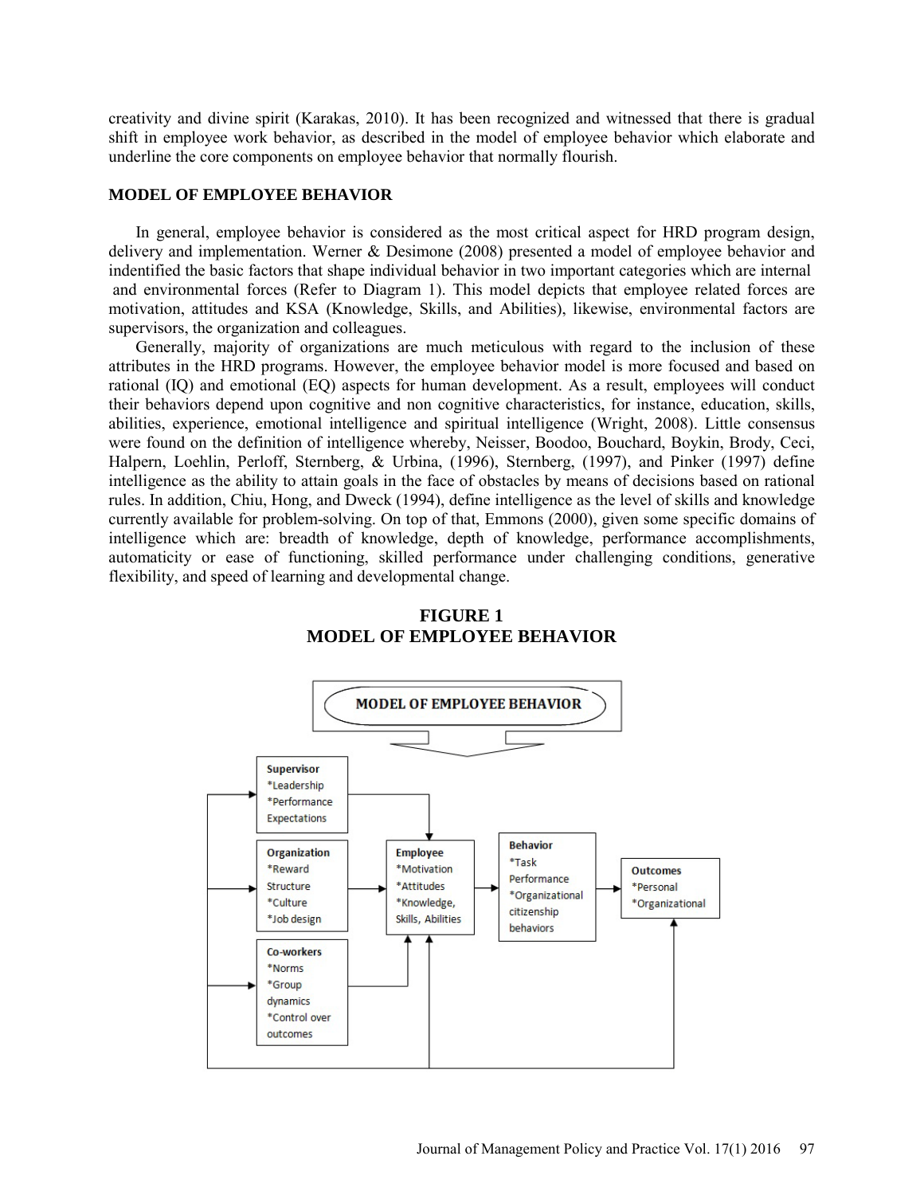creativity and divine spirit (Karakas, 2010). It has been recognized and witnessed that there is gradual shift in employee work behavior, as described in the model of employee behavior which elaborate and underline the core components on employee behavior that normally flourish.

## MODEL OF EMPLOYEE BEHAVIOR

In general, employee behavior is considered as the most critical aspect for HRD program design, delivery and implementation. Werner & Desimone (2008) presented a model of employee behavior and indentified the basic factors that shape individual behavior in two important categories which are internal and environmental forces (Refer to Diagram 1). This model depicts that employee related forces are motivation, attitudes and KSA (Knowledge, Skills, and Abilities), likewise, environmental factors are supervisors, the organization and colleagues.

Generally, majority of organizations are much meticulous with regard to the inclusion of these attributes in the HRD programs. However, the employee behavior model is more focused and based on rational (IQ) and emotional (EQ) aspects for human development. As a result, employees will conduct their behaviors depend upon cognitive and non cognitive characteristics, for instance, education, skills, abilities, experience, emotional intelligence and spiritual intelligence (Wright, 2008). Little consensus were found on the definition of intelligence whereby, Neisser, Boodoo, Bouchard, Boykin, Brody, Ceci, Halpern, Loehlin, Perloff, Sternberg, & Urbina, (1996), Sternberg, (1997), and Pinker (1997) define intelligence as the ability to attain goals in the face of obstacles by means of decisions based on rational rules. In addition, Chiu, Hong, and Dweck (1994), define intelligence as the level of skills and knowledge currently available for problem-solving. On top of that, Emmons (2000), given some specific domains of intelligence which are: breadth of knowledge, depth of knowledge, performance accomplishments, automaticity or ease of functioning, skilled performance under challenging conditions, generative flexibility, and speed of learning and developmental change.

**FIGURE 1**
**MODEL OF EMPLOYEE BEHAVIOR**

MODEL OF EMPLOYEE BEHAVIOR

- **Supervisor**: *Leadership *Performance Expectations
- **Organization**: *Reward Structure *Culture *Job design
- **Co-workers**: *Norms *Group dynamics *Control over outcomes
- **Employee**: *Motivation *Attitudes *Knowledge, Skills, Abilities
- **Behavior**: *Task Performance *Organizational citizenship behaviors
- **Outcomes**: *Personal *Organizational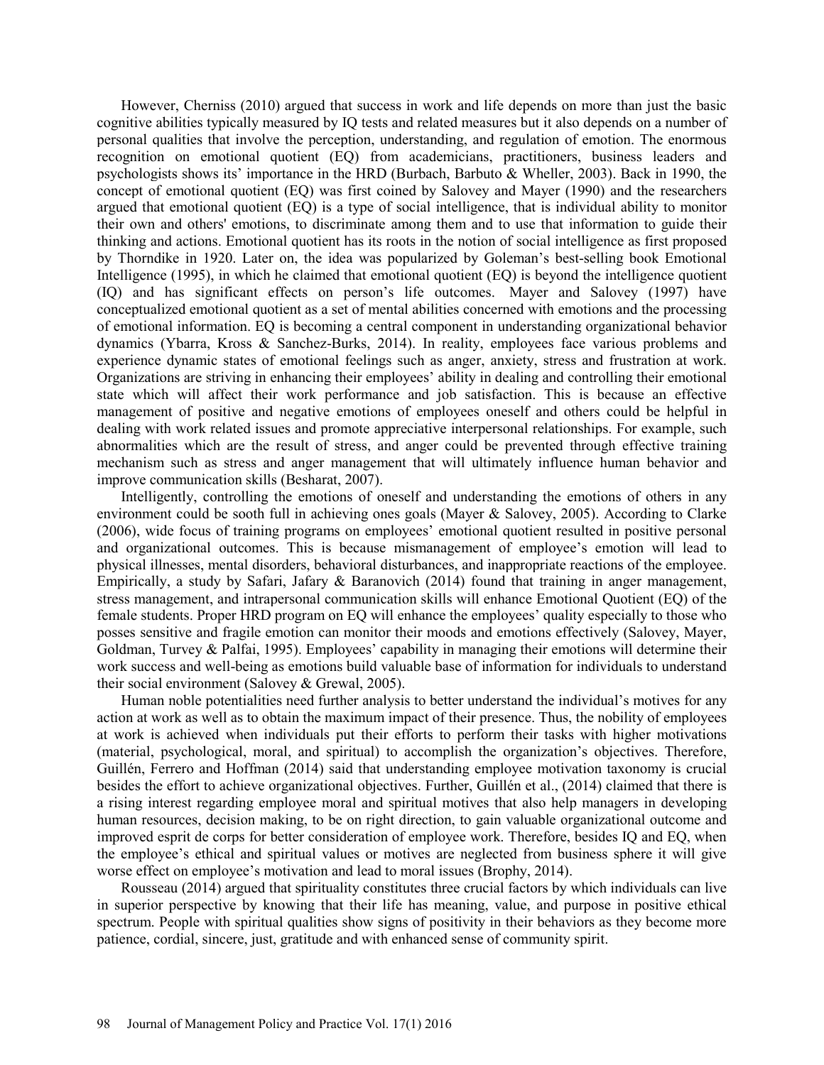However, Cherniss (2010) argued that success in work and life depends on more than just the basic cognitive abilities typically measured by IQ tests and related measures but it also depends on a number of personal qualities that involve the perception, understanding, and regulation of emotion. The enormous recognition on emotional quotient (EQ) from academicians, practitioners, business leaders and psychologists shows its' importance in the HRD (Burbach, Barbuto & Wheller, 2003). Back in 1990, the concept of emotional quotient (EQ) was first coined by Salovey and Mayer (1990) and the researchers argued that emotional quotient (EQ) is a type of social intelligence, that is individual ability to monitor their own and others' emotions, to discriminate among them and to use that information to guide their thinking and actions. Emotional quotient has its roots in the notion of social intelligence as first proposed by Thorndike in 1920. Later on, the idea was popularized by Goleman's best-selling book Emotional Intelligence (1995), in which he claimed that emotional quotient (EQ) is beyond the intelligence quotient (IQ) and has significant effects on person's life outcomes. Mayer and Salovey (1997) have conceptualized emotional quotient as a set of mental abilities concerned with emotions and the processing of emotional information. EQ is becoming a central component in understanding organizational behavior dynamics (Ybarra, Kross & Sanchez-Burks, 2014). In reality, employees face various problems and experience dynamic states of emotional feelings such as anger, anxiety, stress and frustration at work. Organizations are striving in enhancing their employees' ability in dealing and controlling their emotional state which will affect their work performance and job satisfaction. This is because an effective management of positive and negative emotions of employees oneself and others could be helpful in dealing with work related issues and promote appreciative interpersonal relationships. For example, such abnormalities which are the result of stress, and anger could be prevented through effective training mechanism such as stress and anger management that will ultimately influence human behavior and improve communication skills (Besharat, 2007).

Intelligently, controlling the emotions of oneself and understanding the emotions of others in any environment could be sooth full in achieving ones goals (Mayer & Salovey, 2005). According to Clarke (2006), wide focus of training programs on employees' emotional quotient resulted in positive personal and organizational outcomes. This is because mismanagement of employee's emotion will lead to physical illnesses, mental disorders, behavioral disturbances, and inappropriate reactions of the employee. Empirically, a study by Safari, Jafary & Baranovich (2014) found that training in anger management, stress management, and intrapersonal communication skills will enhance Emotional Quotient (EQ) of the female students. Proper HRD program on EQ will enhance the employees' quality especially to those who posses sensitive and fragile emotion can monitor their moods and emotions effectively (Salovey, Mayer, Goldman, Turvey & Palfai, 1995). Employees' capability in managing their emotions will determine their work success and well-being as emotions build valuable base of information for individuals to understand their social environment (Salovey & Grewal, 2005).

Human noble potentialities need further analysis to better understand the individual's motives for any action at work as well as to obtain the maximum impact of their presence. Thus, the nobility of employees at work is achieved when individuals put their efforts to perform their tasks with higher motivations (material, psychological, moral, and spiritual) to accomplish the organization's objectives. Therefore, Guillén, Ferrero and Hoffman (2014) said that understanding employee motivation taxonomy is crucial besides the effort to achieve organizational objectives. Further, Guillén et al., (2014) claimed that there is a rising interest regarding employee moral and spiritual motives that also help managers in developing human resources, decision making, to be on right direction, to gain valuable organizational outcome and improved esprit de corps for better consideration of employee work. Therefore, besides IQ and EQ, when the employee's ethical and spiritual values or motives are neglected from business sphere it will give worse effect on employee's motivation and lead to moral issues (Brophy, 2014).

Rousseau (2014) argued that spirituality constitutes three crucial factors by which individuals can live in superior perspective by knowing that their life has meaning, value, and purpose in positive ethical spectrum. People with spiritual qualities show signs of positivity in their behaviors as they become more patience, cordial, sincere, just, gratitude and with enhanced sense of community spirit.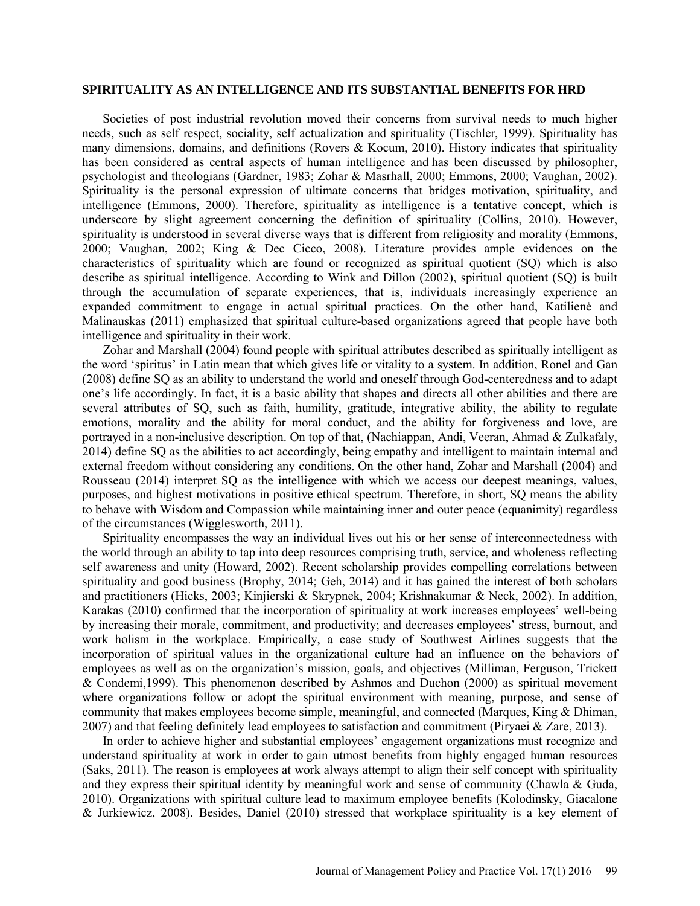## SPIRITUALITY AS AN INTELLIGENCE AND ITS SUBSTANTIAL BENEFITS FOR HRD

Societies of post industrial revolution moved their concerns from survival needs to much higher needs, such as self respect, sociality, self actualization and spirituality (Tischler, 1999). Spirituality has many dimensions, domains, and definitions (Rovers & Kocum, 2010). History indicates that spirituality has been considered as central aspects of human intelligence and has been discussed by philosopher, psychologist and theologians (Gardner, 1983; Zohar & Masrhall, 2000; Emmons, 2000; Vaughan, 2002). Spirituality is the personal expression of ultimate concerns that bridges motivation, spirituality, and intelligence (Emmons, 2000). Therefore, spirituality as intelligence is a tentative concept, which is underscore by slight agreement concerning the definition of spirituality (Collins, 2010). However, spirituality is understood in several diverse ways that is different from religiosity and morality (Emmons, 2000; Vaughan, 2002; King & Dec Cicco, 2008). Literature provides ample evidences on the characteristics of spirituality which are found or recognized as spiritual quotient (SQ) which is also describe as spiritual intelligence. According to Wink and Dillon (2002), spiritual quotient (SQ) is built through the accumulation of separate experiences, that is, individuals increasingly experience an expanded commitment to engage in actual spiritual practices. On the other hand, Katilienė and Malinauskas (2011) emphasized that spiritual culture-based organizations agreed that people have both intelligence and spirituality in their work.

Zohar and Marshall (2004) found people with spiritual attributes described as spiritually intelligent as the word 'spiritus' in Latin mean that which gives life or vitality to a system. In addition, Ronel and Gan (2008) define SQ as an ability to understand the world and oneself through God-centeredness and to adapt one's life accordingly. In fact, it is a basic ability that shapes and directs all other abilities and there are several attributes of SQ, such as faith, humility, gratitude, integrative ability, the ability to regulate emotions, morality and the ability for moral conduct, and the ability for forgiveness and love, are portrayed in a non-inclusive description. On top of that, (Nachiappan, Andi, Veeran, Ahmad & Zulkafaly, 2014) define SQ as the abilities to act accordingly, being empathy and intelligent to maintain internal and external freedom without considering any conditions. On the other hand, Zohar and Marshall (2004) and Rousseau (2014) interpret SQ as the intelligence with which we access our deepest meanings, values, purposes, and highest motivations in positive ethical spectrum. Therefore, in short, SQ means the ability to behave with Wisdom and Compassion while maintaining inner and outer peace (equanimity) regardless of the circumstances (Wigglesworth, 2011).

Spirituality encompasses the way an individual lives out his or her sense of interconnectedness with the world through an ability to tap into deep resources comprising truth, service, and wholeness reflecting self awareness and unity (Howard, 2002). Recent scholarship provides compelling correlations between spirituality and good business (Brophy, 2014; Geh, 2014) and it has gained the interest of both scholars and practitioners (Hicks, 2003; Kinjierski & Skrypnek, 2004; Krishnakumar & Neck, 2002). In addition, Karakas (2010) confirmed that the incorporation of spirituality at work increases employees' well-being by increasing their morale, commitment, and productivity; and decreases employees' stress, burnout, and work holism in the workplace. Empirically, a case study of Southwest Airlines suggests that the incorporation of spiritual values in the organizational culture had an influence on the behaviors of employees as well as on the organization's mission, goals, and objectives (Milliman, Ferguson, Trickett & Condemi,1999). This phenomenon described by Ashmos and Duchon (2000) as spiritual movement where organizations follow or adopt the spiritual environment with meaning, purpose, and sense of community that makes employees become simple, meaningful, and connected (Marques, King & Dhiman, 2007) and that feeling definitely lead employees to satisfaction and commitment (Piryaei & Zare, 2013).

In order to achieve higher and substantial employees' engagement organizations must recognize and understand spirituality at work in order to gain utmost benefits from highly engaged human resources (Saks, 2011). The reason is employees at work always attempt to align their self concept with spirituality and they express their spiritual identity by meaningful work and sense of community (Chawla & Guda, 2010). Organizations with spiritual culture lead to maximum employee benefits (Kolodinsky, Giacalone & Jurkiewicz, 2008). Besides, Daniel (2010) stressed that workplace spirituality is a key element of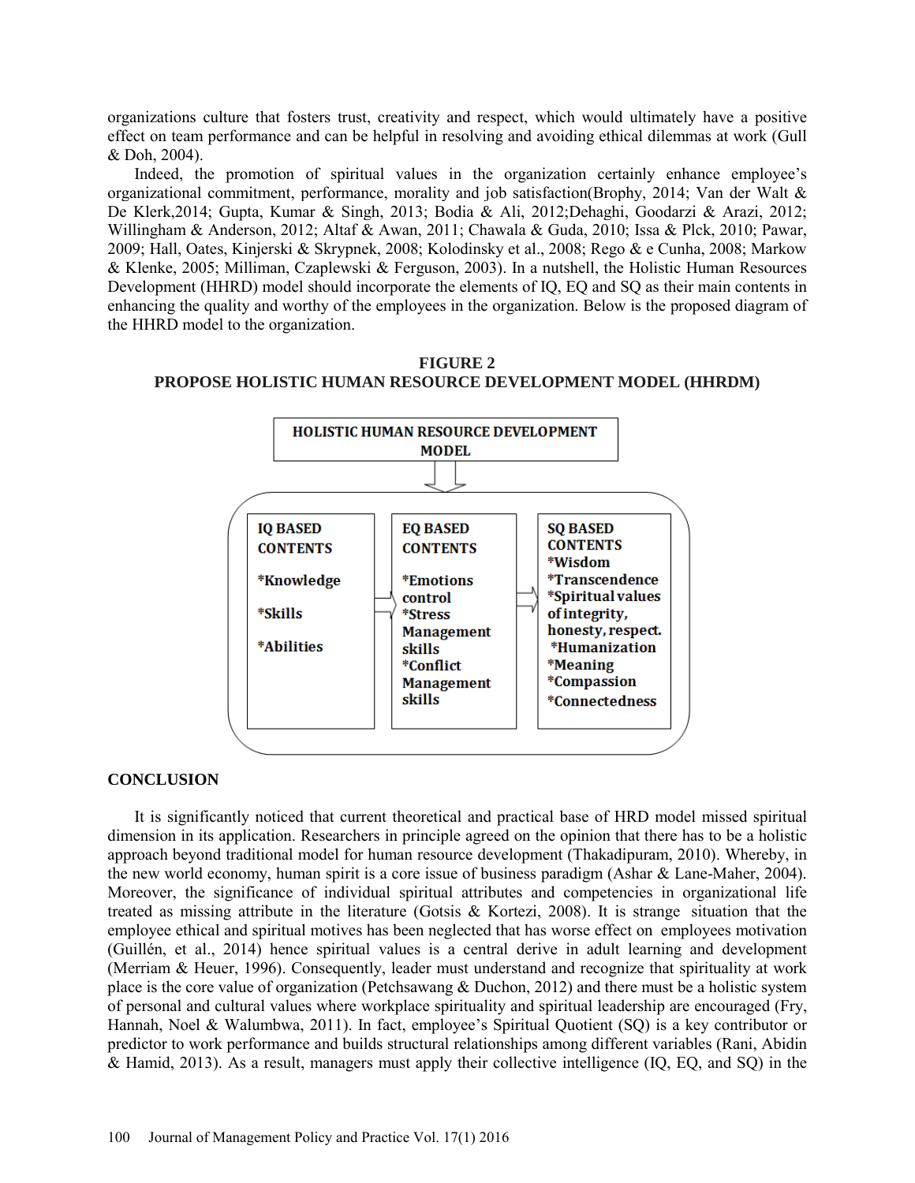organizations culture that fosters trust, creativity and respect, which would ultimately have a positive effect on team performance and can be helpful in resolving and avoiding ethical dilemmas at work (Gull & Doh, 2004).

Indeed, the promotion of spiritual values in the organization certainly enhance employee's organizational commitment, performance, morality and job satisfaction(Brophy, 2014; Van der Walt & De Klerk,2014; Gupta, Kumar & Singh, 2013; Bodia & Ali, 2012;Dehaghi, Goodarzi & Arazi, 2012; Willingham & Anderson, 2012; Altaf & Awan, 2011; Chawala & Guda, 2010; Issa & Plck, 2010; Pawar, 2009; Hall, Oates, Kinjerski & Skrypnek, 2008; Kolodinsky et al., 2008; Rego & e Cunha, 2008; Markow & Klenke, 2005; Milliman, Czaplewski & Ferguson, 2003). In a nutshell, the Holistic Human Resources Development (HHRD) model should incorporate the elements of IQ, EQ and SQ as their main contents in enhancing the quality and worthy of the employees in the organization. Below is the proposed diagram of the HHRD model to the organization.

**FIGURE 2**
**PROPOSE HOLISTIC HUMAN RESOURCE DEVELOPMENT MODEL (HHRDM)**

**HOLISTIC HUMAN RESOURCE DEVELOPMENT MODEL**

| IQ BASED CONTENTS | EQ BASED CONTENTS | SQ BASED CONTENTS |
| --- | --- | --- |
| *Knowledge<br>*Skills<br>*Abilities | *Emotions control<br>*Stress Management skills<br>*Conflict Management skills | *Wisdom<br>*Transcendence<br>*Spiritual values of integrity, honesty, respect.<br>*Humanization<br>*Meaning<br>*Compassion<br>*Connectedness |

## CONCLUSION

It is significantly noticed that current theoretical and practical base of HRD model missed spiritual dimension in its application. Researchers in principle agreed on the opinion that there has to be a holistic approach beyond traditional model for human resource development (Thakadipuram, 2010). Whereby, in the new world economy, human spirit is a core issue of business paradigm (Ashar & Lane-Maher, 2004). Moreover, the significance of individual spiritual attributes and competencies in organizational life treated as missing attribute in the literature (Gotsis & Kortezi, 2008). It is strange situation that the employee ethical and spiritual motives has been neglected that has worse effect on employees motivation (Guillén, et al., 2014) hence spiritual values is a central derive in adult learning and development (Merriam & Heuer, 1996). Consequently, leader must understand and recognize that spirituality at work place is the core value of organization (Petchsawang & Duchon, 2012) and there must be a holistic system of personal and cultural values where workplace spirituality and spiritual leadership are encouraged (Fry, Hannah, Noel & Walumbwa, 2011). In fact, employee's Spiritual Quotient (SQ) is a key contributor or predictor to work performance and builds structural relationships among different variables (Rani, Abidin & Hamid, 2013). As a result, managers must apply their collective intelligence (IQ, EQ, and SQ) in the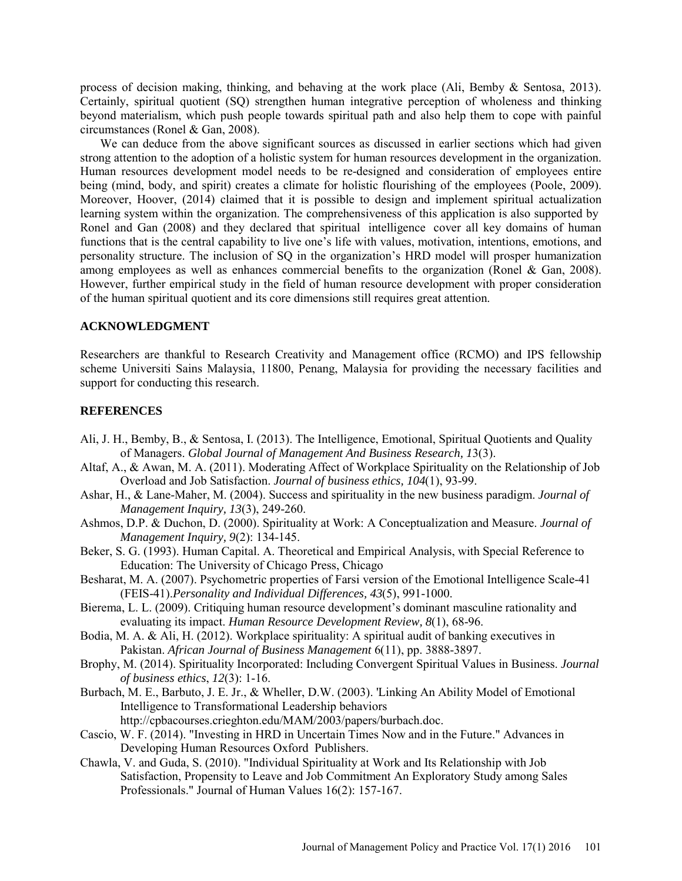process of decision making, thinking, and behaving at the work place (Ali, Bemby & Sentosa, 2013). Certainly, spiritual quotient (SQ) strengthen human integrative perception of wholeness and thinking beyond materialism, which push people towards spiritual path and also help them to cope with painful circumstances (Ronel & Gan, 2008).

We can deduce from the above significant sources as discussed in earlier sections which had given strong attention to the adoption of a holistic system for human resources development in the organization. Human resources development model needs to be re-designed and consideration of employees entire being (mind, body, and spirit) creates a climate for holistic flourishing of the employees (Poole, 2009). Moreover, Hoover, (2014) claimed that it is possible to design and implement spiritual actualization learning system within the organization. The comprehensiveness of this application is also supported by Ronel and Gan (2008) and they declared that spiritual intelligence cover all key domains of human functions that is the central capability to live one's life with values, motivation, intentions, emotions, and personality structure. The inclusion of SQ in the organization's HRD model will prosper humanization among employees as well as enhances commercial benefits to the organization (Ronel & Gan, 2008). However, further empirical study in the field of human resource development with proper consideration of the human spiritual quotient and its core dimensions still requires great attention.

## ACKNOWLEDGMENT

Researchers are thankful to Research Creativity and Management office (RCMO) and IPS fellowship scheme Universiti Sains Malaysia, 11800, Penang, Malaysia for providing the necessary facilities and support for conducting this research.

## REFERENCES

Ali, J. H., Bemby, B., & Sentosa, I. (2013). The Intelligence, Emotional, Spiritual Quotients and Quality of Managers. *Global Journal of Management And Business Research, 1*3(3).

Altaf, A., & Awan, M. A. (2011). Moderating Affect of Workplace Spirituality on the Relationship of Job Overload and Job Satisfaction. *Journal of business ethics, 104*(1), 93-99.

Ashar, H., & Lane-Maher, M. (2004). Success and spirituality in the new business paradigm. *Journal of Management Inquiry, 13*(3), 249-260.

Ashmos, D.P. & Duchon, D. (2000). Spirituality at Work: A Conceptualization and Measure. *Journal of Management Inquiry, 9*(2): 134-145.

Beker, S. G. (1993). Human Capital. A. Theoretical and Empirical Analysis, with Special Reference to Education: The University of Chicago Press, Chicago

Besharat, M. A. (2007). Psychometric properties of Farsi version of the Emotional Intelligence Scale-41 (FEIS-41).*Personality and Individual Differences, 43*(5), 991-1000.

Bierema, L. L. (2009). Critiquing human resource development's dominant masculine rationality and evaluating its impact. *Human Resource Development Review, 8*(1), 68-96.

Bodia, M. A. & Ali, H. (2012). Workplace spirituality: A spiritual audit of banking executives in Pakistan. *African Journal of Business Management* 6(11), pp. 3888-3897.

Brophy, M. (2014). Spirituality Incorporated: Including Convergent Spiritual Values in Business. *Journal of business ethics*, *12*(3): 1-16.

Burbach, M. E., Barbuto, J. E. Jr., & Wheller, D.W. (2003). 'Linking An Ability Model of Emotional Intelligence to Transformational Leadership behaviors http://cpbacourses.crieghton.edu/MAM/2003/papers/burbach.doc.

Cascio, W. F. (2014). "Investing in HRD in Uncertain Times Now and in the Future." Advances in Developing Human Resources Oxford Publishers.

Chawla, V. and Guda, S. (2010). "Individual Spirituality at Work and Its Relationship with Job Satisfaction, Propensity to Leave and Job Commitment An Exploratory Study among Sales Professionals." Journal of Human Values 16(2): 157-167.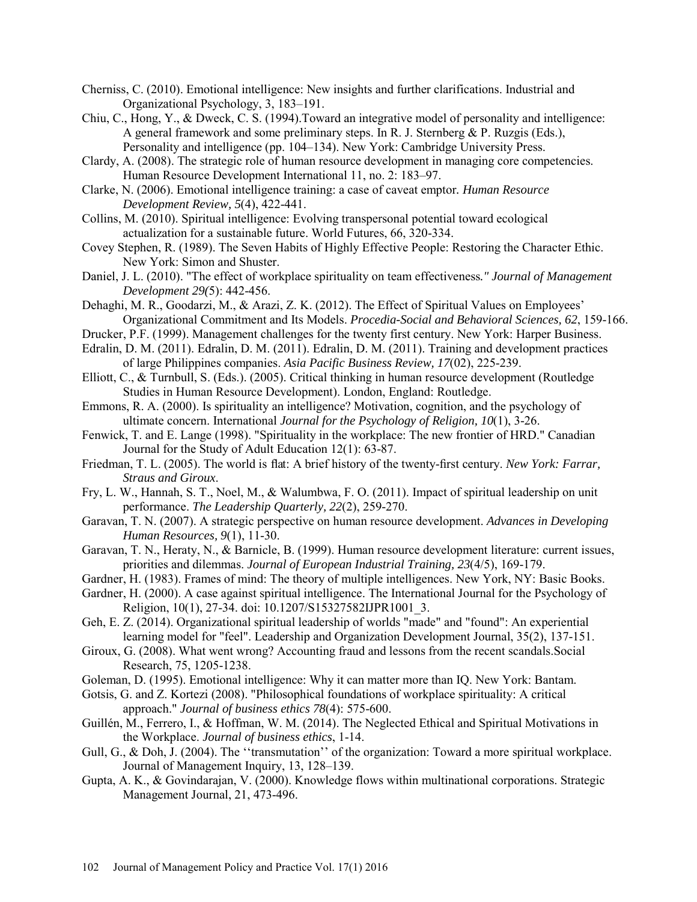Cherniss, C. (2010). Emotional intelligence: New insights and further clarifications. Industrial and Organizational Psychology, 3, 183–191.

Chiu, C., Hong, Y., & Dweck, C. S. (1994).Toward an integrative model of personality and intelligence: A general framework and some preliminary steps. In R. J. Sternberg & P. Ruzgis (Eds.), Personality and intelligence (pp. 104–134). New York: Cambridge University Press.

Clardy, A. (2008). The strategic role of human resource development in managing core competencies. Human Resource Development International 11, no. 2: 183–97.

Clarke, N. (2006). Emotional intelligence training: a case of caveat emptor. *Human Resource Development Review, 5*(4), 422-441.

Collins, M. (2010). Spiritual intelligence: Evolving transpersonal potential toward ecological actualization for a sustainable future. World Futures, 66, 320-334.

Covey Stephen, R. (1989). The Seven Habits of Highly Effective People: Restoring the Character Ethic. New York: Simon and Shuster.

Daniel, J. L. (2010). "The effect of workplace spirituality on team effectiveness*." Journal of Management Development 29(*5): 442-456.

Dehaghi, M. R., Goodarzi, M., & Arazi, Z. K. (2012). The Effect of Spiritual Values on Employees' Organizational Commitment and Its Models. *Procedia-Social and Behavioral Sciences, 62*, 159-166.

Drucker, P.F. (1999). Management challenges for the twenty first century. New York: Harper Business.

Edralin, D. M. (2011). Edralin, D. M. (2011). Edralin, D. M. (2011). Training and development practices of large Philippines companies. *Asia Pacific Business Review, 17*(02), 225-239.

Elliott, C., & Turnbull, S. (Eds.). (2005). Critical thinking in human resource development (Routledge Studies in Human Resource Development). London, England: Routledge.

Emmons, R. A. (2000). Is spirituality an intelligence? Motivation, cognition, and the psychology of ultimate concern. International *Journal for the Psychology of Religion, 10*(1), 3-26.

Fenwick, T. and E. Lange (1998). "Spirituality in the workplace: The new frontier of HRD." Canadian Journal for the Study of Adult Education 12(1): 63-87.

Friedman, T. L. (2005). The world is flat: A brief history of the twenty-first century. *New York: Farrar, Straus and Giroux*.

Fry, L. W., Hannah, S. T., Noel, M., & Walumbwa, F. O. (2011). Impact of spiritual leadership on unit performance. *The Leadership Quarterly, 22*(2), 259-270.

Garavan, T. N. (2007). A strategic perspective on human resource development. *Advances in Developing Human Resources, 9*(1), 11-30.

Garavan, T. N., Heraty, N., & Barnicle, B. (1999). Human resource development literature: current issues, priorities and dilemmas. *Journal of European Industrial Training, 23*(4/5), 169-179.

Gardner, H. (1983). Frames of mind: The theory of multiple intelligences. New York, NY: Basic Books.

Gardner, H. (2000). A case against spiritual intelligence. The International Journal for the Psychology of Religion, 10(1), 27-34. doi: 10.1207/S15327582IJPR1001_3.

Geh, E. Z. (2014). Organizational spiritual leadership of worlds "made" and "found": An experiential learning model for "feel". Leadership and Organization Development Journal, 35(2), 137-151.

Giroux, G. (2008). What went wrong? Accounting fraud and lessons from the recent scandals.Social Research, 75, 1205-1238.

Goleman, D. (1995). Emotional intelligence: Why it can matter more than IQ. New York: Bantam.

Gotsis, G. and Z. Kortezi (2008). "Philosophical foundations of workplace spirituality: A critical approach." *Journal of business ethics 78*(4): 575-600.

Guillén, M., Ferrero, I., & Hoffman, W. M. (2014). The Neglected Ethical and Spiritual Motivations in the Workplace. *Journal of business ethics*, 1-14.

Gull, G., & Doh, J. (2004). The ''transmutation'' of the organization: Toward a more spiritual workplace. Journal of Management Inquiry, 13, 128–139.

Gupta, A. K., & Govindarajan, V. (2000). Knowledge flows within multinational corporations. Strategic Management Journal, 21, 473-496.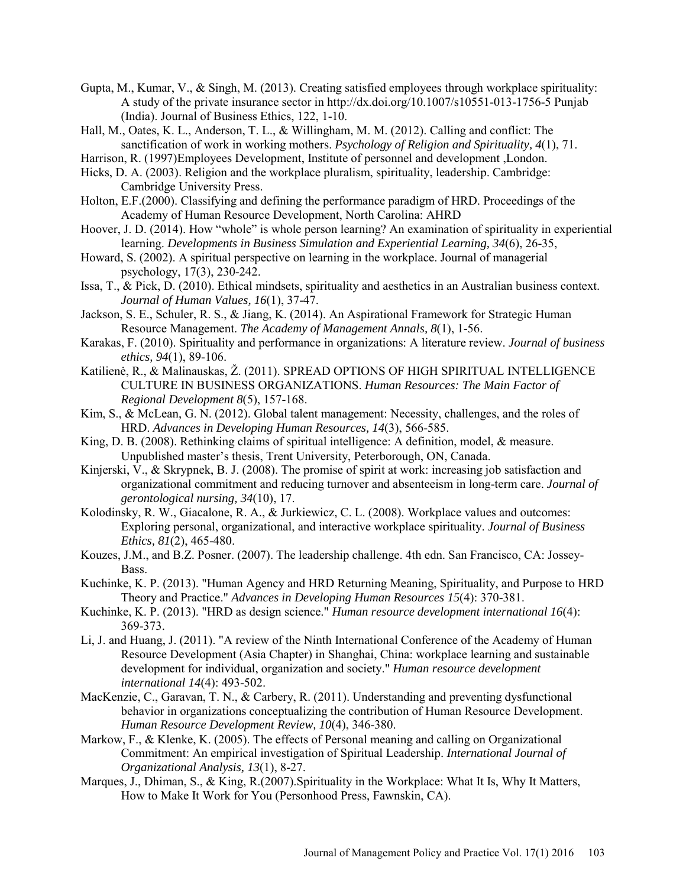Gupta, M., Kumar, V., & Singh, M. (2013). Creating satisfied employees through workplace spirituality: A study of the private insurance sector in http://dx.doi.org/10.1007/s10551-013-1756-5 Punjab (India). Journal of Business Ethics, 122, 1-10.

Hall, M., Oates, K. L., Anderson, T. L., & Willingham, M. M. (2012). Calling and conflict: The sanctification of work in working mothers. *Psychology of Religion and Spirituality, 4*(1), 71.

Harrison, R. (1997)Employees Development, Institute of personnel and development ,London.

Hicks, D. A. (2003). Religion and the workplace pluralism, spirituality, leadership. Cambridge: Cambridge University Press.

Holton, E.F.(2000). Classifying and defining the performance paradigm of HRD. Proceedings of the Academy of Human Resource Development, North Carolina: AHRD

Hoover, J. D. (2014). How "whole" is whole person learning? An examination of spirituality in experiential learning. *Developments in Business Simulation and Experiential Learning, 34*(6), 26-35,

Howard, S. (2002). A spiritual perspective on learning in the workplace. Journal of managerial psychology, 17(3), 230-242.

Issa, T., & Pick, D. (2010). Ethical mindsets, spirituality and aesthetics in an Australian business context. *Journal of Human Values, 16*(1), 37-47.

Jackson, S. E., Schuler, R. S., & Jiang, K. (2014). An Aspirational Framework for Strategic Human Resource Management. *The Academy of Management Annals, 8*(1), 1-56.

Karakas, F. (2010). Spirituality and performance in organizations: A literature review. *Journal of business ethics, 94*(1), 89-106.

Katilienė, R., & Malinauskas, Ž. (2011). SPREAD OPTIONS OF HIGH SPIRITUAL INTELLIGENCE CULTURE IN BUSINESS ORGANIZATIONS. *Human Resources: The Main Factor of Regional Development 8*(5), 157-168.

Kim, S., & McLean, G. N. (2012). Global talent management: Necessity, challenges, and the roles of HRD. *Advances in Developing Human Resources, 14*(3), 566-585.

King, D. B. (2008). Rethinking claims of spiritual intelligence: A definition, model, & measure. Unpublished master's thesis, Trent University, Peterborough, ON, Canada.

Kinjerski, V., & Skrypnek, B. J. (2008). The promise of spirit at work: increasing job satisfaction and organizational commitment and reducing turnover and absenteeism in long-term care. *Journal of gerontological nursing, 34*(10), 17.

Kolodinsky, R. W., Giacalone, R. A., & Jurkiewicz, C. L. (2008). Workplace values and outcomes: Exploring personal, organizational, and interactive workplace spirituality. *Journal of Business Ethics, 81*(2), 465-480.

Kouzes, J.M., and B.Z. Posner. (2007). The leadership challenge. 4th edn. San Francisco, CA: Jossey-Bass.

Kuchinke, K. P. (2013). "Human Agency and HRD Returning Meaning, Spirituality, and Purpose to HRD Theory and Practice." *Advances in Developing Human Resources 15*(4): 370-381.

Kuchinke, K. P. (2013). "HRD as design science." *Human resource development international 16*(4): 369-373.

Li, J. and Huang, J. (2011). "A review of the Ninth International Conference of the Academy of Human Resource Development (Asia Chapter) in Shanghai, China: workplace learning and sustainable development for individual, organization and society." *Human resource development international 14*(4): 493-502.

MacKenzie, C., Garavan, T. N., & Carbery, R. (2011). Understanding and preventing dysfunctional behavior in organizations conceptualizing the contribution of Human Resource Development. *Human Resource Development Review, 10*(4), 346-380.

Markow, F., & Klenke, K. (2005). The effects of Personal meaning and calling on Organizational Commitment: An empirical investigation of Spiritual Leadership. *International Journal of Organizational Analysis, 13*(1), 8-27.

Marques, J., Dhiman, S., & King, R.(2007).Spirituality in the Workplace: What It Is, Why It Matters, How to Make It Work for You (Personhood Press, Fawnskin, CA).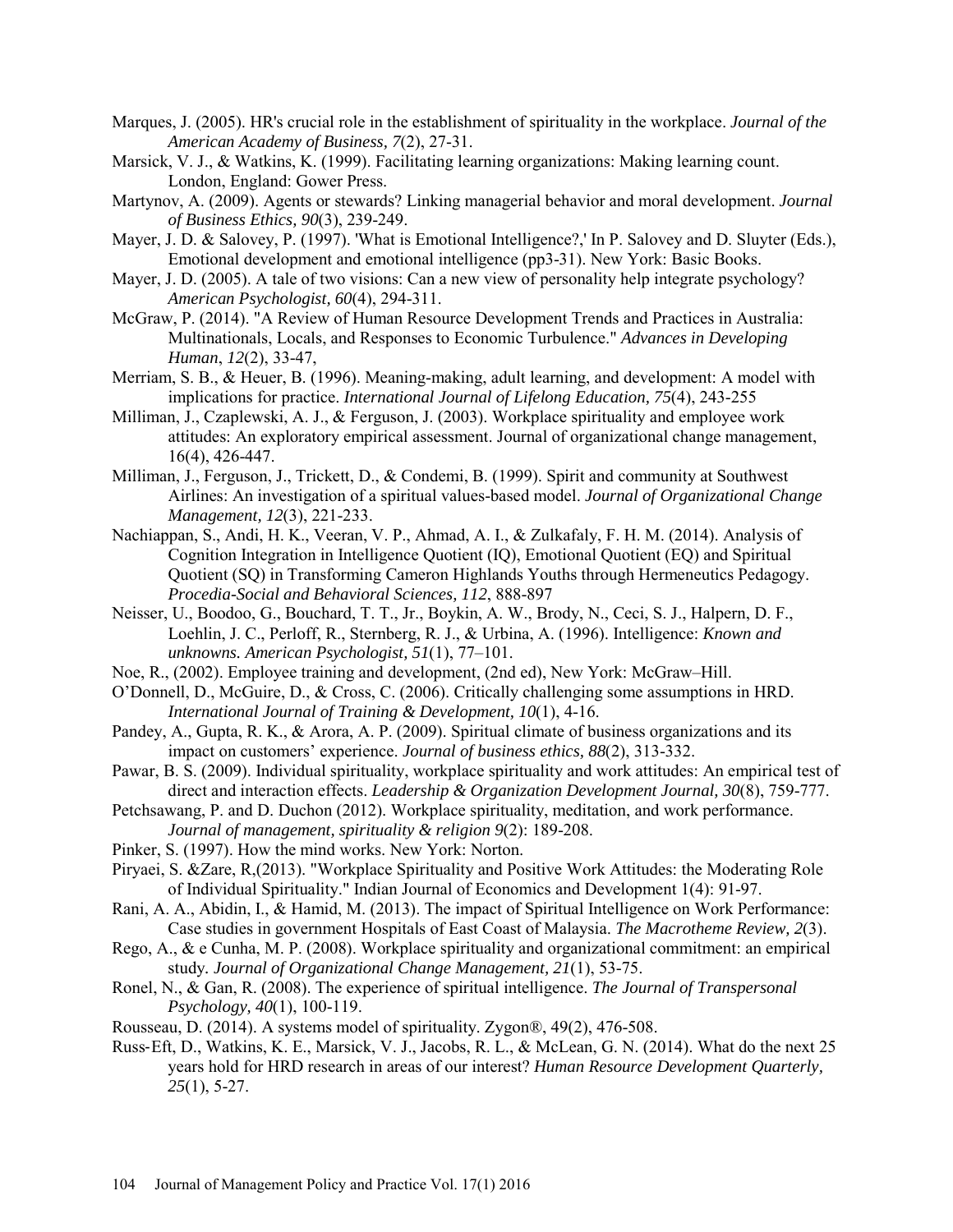Marques, J. (2005). HR's crucial role in the establishment of spirituality in the workplace. *Journal of the American Academy of Business, 7*(2), 27-31.

Marsick, V. J., & Watkins, K. (1999). Facilitating learning organizations: Making learning count. London, England: Gower Press.

Martynov, A. (2009). Agents or stewards? Linking managerial behavior and moral development. *Journal of Business Ethics, 90*(3), 239-249.

Mayer, J. D. & Salovey, P. (1997). 'What is Emotional Intelligence?,' In P. Salovey and D. Sluyter (Eds.), Emotional development and emotional intelligence (pp3-31). New York: Basic Books.

Mayer, J. D. (2005). A tale of two visions: Can a new view of personality help integrate psychology? *American Psychologist, 60*(4), 294-311.

McGraw, P. (2014). "A Review of Human Resource Development Trends and Practices in Australia: Multinationals, Locals, and Responses to Economic Turbulence." *Advances in Developing Human*, *12*(2), 33-47,

Merriam, S. B., & Heuer, B. (1996). Meaning-making, adult learning, and development: A model with implications for practice. *International Journal of Lifelong Education, 75*(4), 243-255

Milliman, J., Czaplewski, A. J., & Ferguson, J. (2003). Workplace spirituality and employee work attitudes: An exploratory empirical assessment. Journal of organizational change management, 16(4), 426-447.

Milliman, J., Ferguson, J., Trickett, D., & Condemi, B. (1999). Spirit and community at Southwest Airlines: An investigation of a spiritual values-based model. *Journal of Organizational Change Management, 12*(3), 221-233.

Nachiappan, S., Andi, H. K., Veeran, V. P., Ahmad, A. I., & Zulkafaly, F. H. M. (2014). Analysis of Cognition Integration in Intelligence Quotient (IQ), Emotional Quotient (EQ) and Spiritual Quotient (SQ) in Transforming Cameron Highlands Youths through Hermeneutics Pedagogy. *Procedia-Social and Behavioral Sciences, 112*, 888-897

Neisser, U., Boodoo, G., Bouchard, T. T., Jr., Boykin, A. W., Brody, N., Ceci, S. J., Halpern, D. F., Loehlin, J. C., Perloff, R., Sternberg, R. J., & Urbina, A. (1996). Intelligence: *Known and unknowns. American Psychologist, 51*(1), 77–101.

Noe, R., (2002). Employee training and development, (2nd ed), New York: McGraw–Hill.

O'Donnell, D., McGuire, D., & Cross, C. (2006). Critically challenging some assumptions in HRD. *International Journal of Training & Development, 10*(1), 4-16.

Pandey, A., Gupta, R. K., & Arora, A. P. (2009). Spiritual climate of business organizations and its impact on customers' experience. *Journal of business ethics, 88*(2), 313-332.

Pawar, B. S. (2009). Individual spirituality, workplace spirituality and work attitudes: An empirical test of direct and interaction effects. *Leadership & Organization Development Journal, 30*(8), 759-777.

Petchsawang, P. and D. Duchon (2012). Workplace spirituality, meditation, and work performance. *Journal of management, spirituality & religion 9*(2): 189-208.

Pinker, S. (1997). How the mind works. New York: Norton.

Piryaei, S. &Zare, R,(2013). "Workplace Spirituality and Positive Work Attitudes: the Moderating Role of Individual Spirituality." Indian Journal of Economics and Development 1(4): 91-97.

Rani, A. A., Abidin, I., & Hamid, M. (2013). The impact of Spiritual Intelligence on Work Performance: Case studies in government Hospitals of East Coast of Malaysia. *The Macrotheme Review, 2*(3).

Rego, A., & e Cunha, M. P. (2008). Workplace spirituality and organizational commitment: an empirical study. *Journal of Organizational Change Management, 21*(1), 53-75.

Ronel, N., & Gan, R. (2008). The experience of spiritual intelligence. *The Journal of Transpersonal Psychology, 40*(1), 100-119.

Rousseau, D. (2014). A systems model of spirituality. Zygon®, 49(2), 476-508.

Russ-Eft, D., Watkins, K. E., Marsick, V. J., Jacobs, R. L., & McLean, G. N. (2014). What do the next 25 years hold for HRD research in areas of our interest? *Human Resource Development Quarterly, 25*(1), 5-27.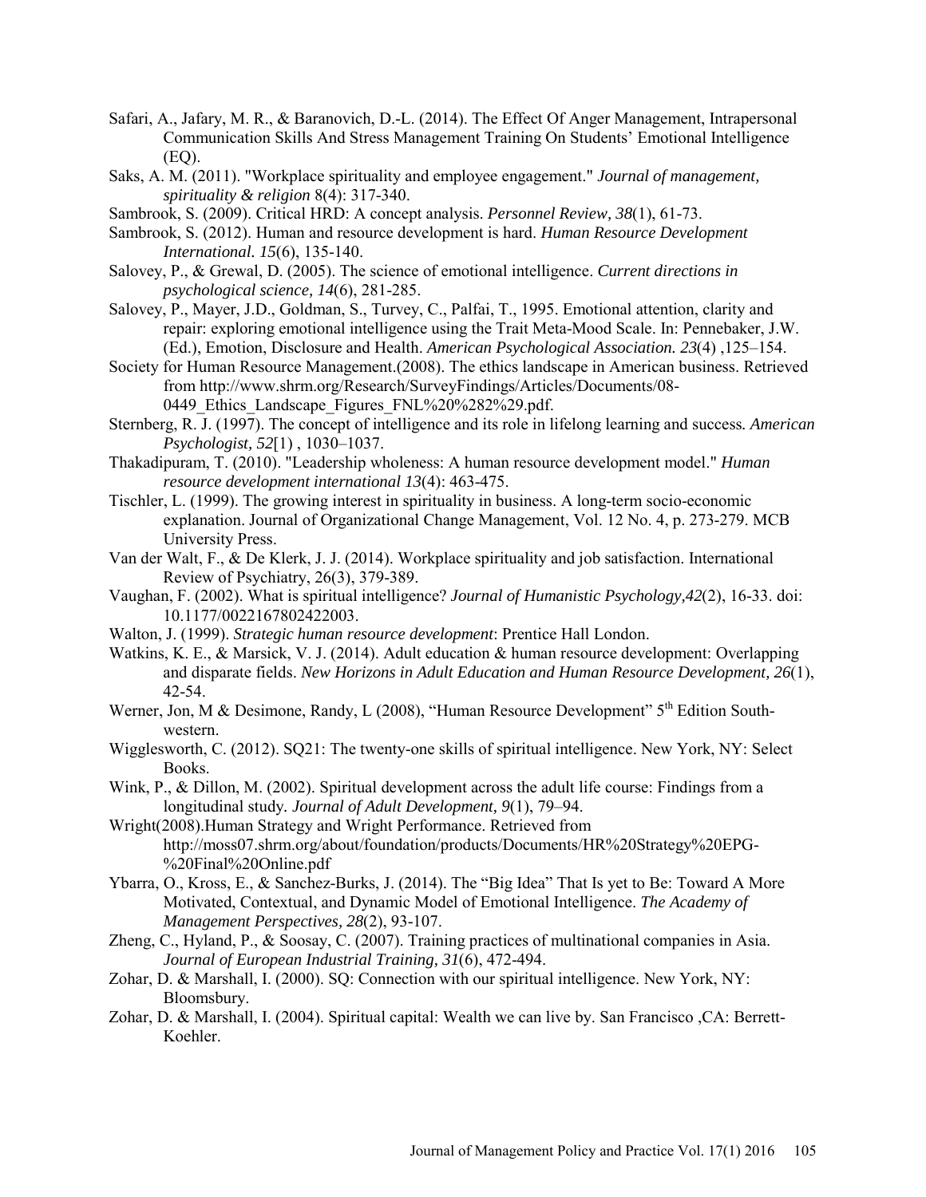Safari, A., Jafary, M. R., & Baranovich, D.-L. (2014). The Effect Of Anger Management, Intrapersonal Communication Skills And Stress Management Training On Students' Emotional Intelligence (EQ).

Saks, A. M. (2011). "Workplace spirituality and employee engagement." *Journal of management, spirituality & religion* 8(4): 317-340.

Sambrook, S. (2009). Critical HRD: A concept analysis. *Personnel Review, 38*(1), 61-73.

Sambrook, S. (2012). Human and resource development is hard. *Human Resource Development International. 15*(6), 135-140.

Salovey, P., & Grewal, D. (2005). The science of emotional intelligence. *Current directions in psychological science, 14*(6), 281-285.

Salovey, P., Mayer, J.D., Goldman, S., Turvey, C., Palfai, T., 1995. Emotional attention, clarity and repair: exploring emotional intelligence using the Trait Meta-Mood Scale. In: Pennebaker, J.W. (Ed.), Emotion, Disclosure and Health. *American Psychological Association. 23*(4) ,125–154.

Society for Human Resource Management.(2008). The ethics landscape in American business. Retrieved from http://www.shrm.org/Research/SurveyFindings/Articles/Documents/08-0449_Ethics_Landscape_Figures_FNL%20%282%29.pdf.

Sternberg, R. J. (1997). The concept of intelligence and its role in lifelong learning and success*. American Psychologist, 52*[1) , 1030–1037.

Thakadipuram, T. (2010). "Leadership wholeness: A human resource development model." *Human resource development international 13*(4): 463-475.

Tischler, L. (1999). The growing interest in spirituality in business. A long-term socio-economic explanation. Journal of Organizational Change Management, Vol. 12 No. 4, p. 273-279. MCB University Press.

Van der Walt, F., & De Klerk, J. J. (2014). Workplace spirituality and job satisfaction. International Review of Psychiatry, 26(3), 379-389.

Vaughan, F. (2002). What is spiritual intelligence? *Journal of Humanistic Psychology,42*(2), 16-33. doi: 10.1177/0022167802422003.

Walton, J. (1999). *Strategic human resource development*: Prentice Hall London.

Watkins, K. E., & Marsick, V. J. (2014). Adult education & human resource development: Overlapping and disparate fields. *New Horizons in Adult Education and Human Resource Development, 26*(1), 42-54.

Werner, Jon, M & Desimone, Randy, L (2008), "Human Resource Development" 5th Edition South-western.

Wigglesworth, C. (2012). SQ21: The twenty-one skills of spiritual intelligence. New York, NY: Select Books.

Wink, P., & Dillon, M. (2002). Spiritual development across the adult life course: Findings from a longitudinal study*. Journal of Adult Development, 9*(1), 79–94.

Wright(2008).Human Strategy and Wright Performance. Retrieved from http://moss07.shrm.org/about/foundation/products/Documents/HR%20Strategy%20EPG-%20Final%20Online.pdf

Ybarra, O., Kross, E., & Sanchez-Burks, J. (2014). The "Big Idea" That Is yet to Be: Toward A More Motivated, Contextual, and Dynamic Model of Emotional Intelligence. *The Academy of Management Perspectives, 28*(2), 93-107.

Zheng, C., Hyland, P., & Soosay, C. (2007). Training practices of multinational companies in Asia. *Journal of European Industrial Training, 31*(6), 472-494.

Zohar, D. & Marshall, I. (2000). SQ: Connection with our spiritual intelligence. New York, NY: Bloomsbury.

Zohar, D. & Marshall, I. (2004). Spiritual capital: Wealth we can live by. San Francisco ,CA: Berrett-Koehler.